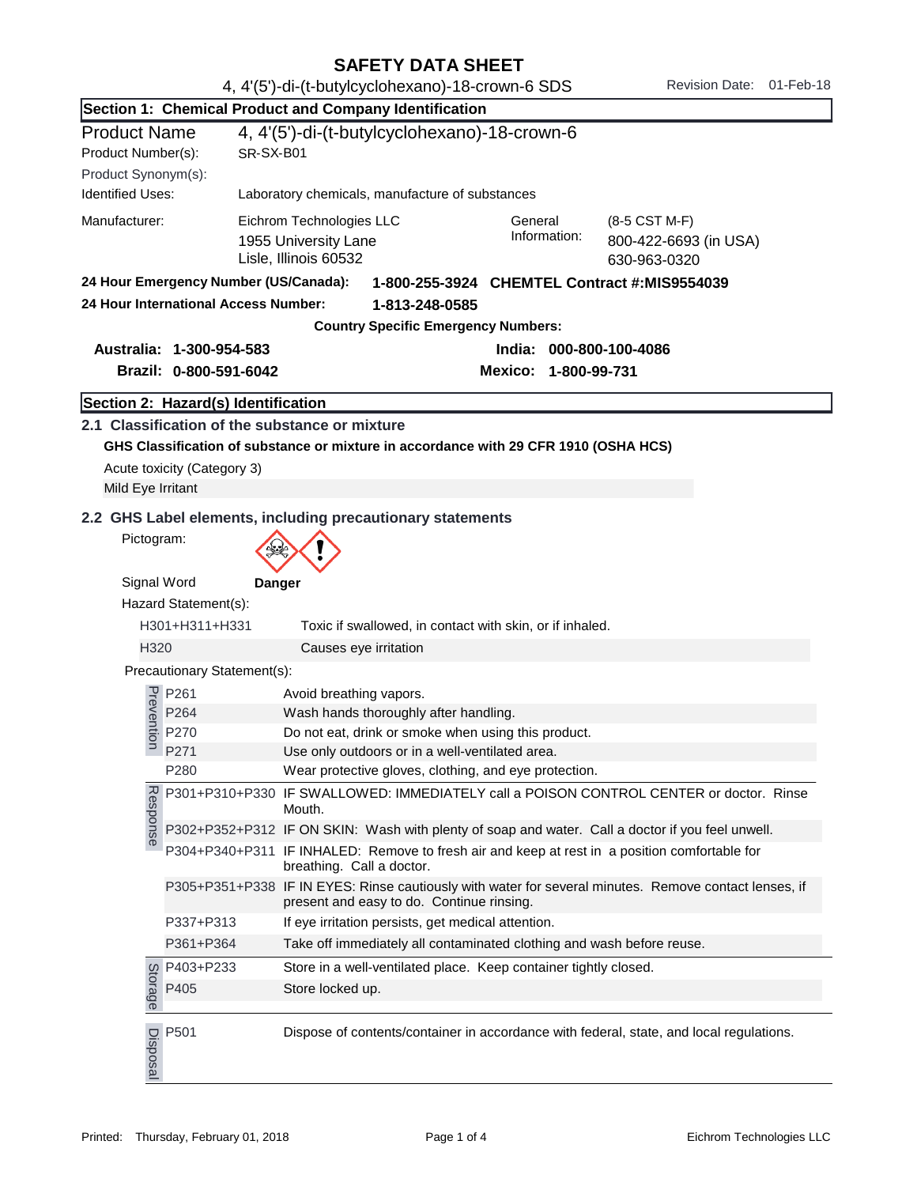# SAFETY DATA SHEET

4, 4'(5')-di-(t-butylcyclohexano)-18-crown-6 SDS

Revision Date: 01-Feb-18

## Section 1: Chemical Product and Company Identification

| | |
|---|---|
| Product Name | 4, 4'(5')-di-(t-butylcyclohexano)-18-crown-6 |
| Product Number(s): | SR-SX-B01 |
| Product Synonym(s): | |
| Identified Uses: | Laboratory chemicals, manufacture of substances |

Manufacturer: Eichrom Technologies LLC
1955 University Lane
Lisle, Illinois 60532

General Information: (8-5 CST M-F)
800-422-6693 (in USA)
630-963-0320

**24 Hour Emergency Number (US/Canada):** **1-800-255-3924 CHEMTEL Contract #:MIS9554039**

**24 Hour International Access Number:** **1-813-248-0585**

**Country Specific Emergency Numbers:**

**Australia: 1-300-954-583**
**Brazil: 0-800-591-6042**
**India: 000-800-100-4086**
**Mexico: 1-800-99-731**

## Section 2: Hazard(s) Identification

### 2.1 Classification of the substance or mixture

**GHS Classification of substance or mixture in accordance with 29 CFR 1910 (OSHA HCS)**

Acute toxicity (Category 3)
Mild Eye Irritant

### 2.2 GHS Label elements, including precautionary statements

Pictogram:

Signal Word **Danger**

Hazard Statement(s):

| | |
|---|---|
| H301+H311+H331 | Toxic if swallowed, in contact with skin, or if inhaled. |
| H320 | Causes eye irritation |

Precautionary Statement(s):

| | Code | Statement |
|---|---|---|
| Prevention | P261 | Avoid breathing vapors. |
| | P264 | Wash hands thoroughly after handling. |
| | P270 | Do not eat, drink or smoke when using this product. |
| | P271 | Use only outdoors or in a well-ventilated area. |
| | P280 | Wear protective gloves, clothing, and eye protection. |
| Response | P301+P310+P330 | IF SWALLOWED: IMMEDIATELY call a POISON CONTROL CENTER or doctor. Rinse Mouth. |
| | P302+P352+P312 | IF ON SKIN: Wash with plenty of soap and water. Call a doctor if you feel unwell. |
| | P304+P340+P311 | IF INHALED: Remove to fresh air and keep at rest in a position comfortable for breathing. Call a doctor. |
| | P305+P351+P338 | IF IN EYES: Rinse cautiously with water for several minutes. Remove contact lenses, if present and easy to do. Continue rinsing. |
| | P337+P313 | If eye irritation persists, get medical attention. |
| | P361+P364 | Take off immediately all contaminated clothing and wash before reuse. |
| Storage | P403+P233 | Store in a well-ventilated place. Keep container tightly closed. |
| | P405 | Store locked up. |
| Disposal | P501 | Dispose of contents/container in accordance with federal, state, and local regulations. |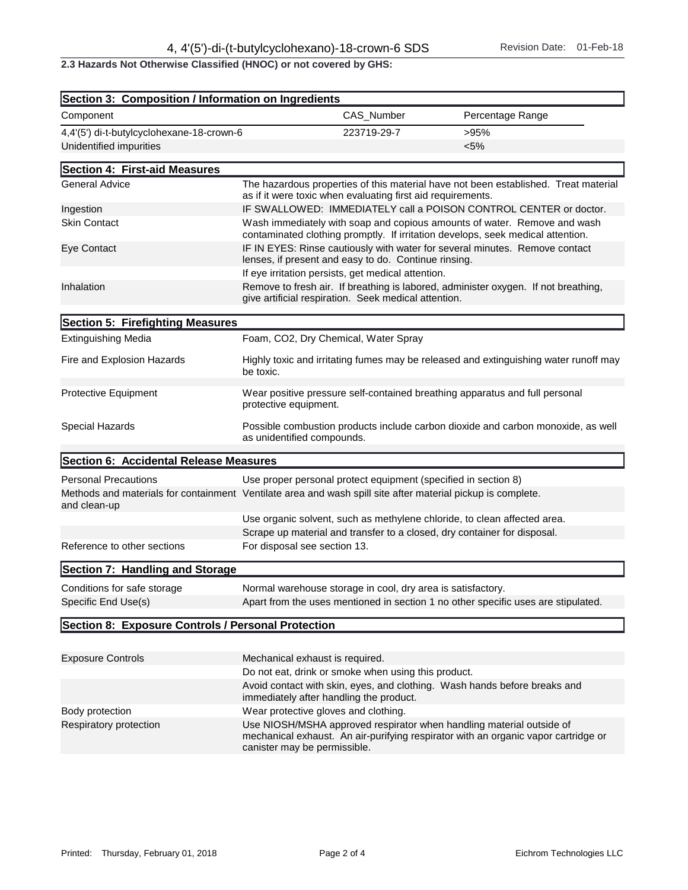**2.3 Hazards Not Otherwise Classified (HNOC) or not covered by GHS:**

## Section 3: Composition / Information on Ingredients

| Component | CAS_Number | Percentage Range |
|---|---|---|
| 4,4'(5') di-t-butylcyclohexane-18-crown-6 | 223719-29-7 | >95% |
| Unidentified impurities | | <5% |

## Section 4: First-aid Measures

| | |
|---|---|
| General Advice | The hazardous properties of this material have not been established. Treat material as if it were toxic when evaluating first aid requirements. |
| Ingestion | IF SWALLOWED: IMMEDIATELY call a POISON CONTROL CENTER or doctor. |
| Skin Contact | Wash immediately with soap and copious amounts of water. Remove and wash contaminated clothing promptly. If irritation develops, seek medical attention. |
| Eye Contact | IF IN EYES: Rinse cautiously with water for several minutes. Remove contact lenses, if present and easy to do. Continue rinsing. |
| | If eye irritation persists, get medical attention. |
| Inhalation | Remove to fresh air. If breathing is labored, administer oxygen. If not breathing, give artificial respiration. Seek medical attention. |

## Section 5: Firefighting Measures

| | |
|---|---|
| Extinguishing Media | Foam, $CO_2$, Dry Chemical, Water Spray |
| Fire and Explosion Hazards | Highly toxic and irritating fumes may be released and extinguishing water runoff may be toxic. |
| Protective Equipment | Wear positive pressure self-contained breathing apparatus and full personal protective equipment. |
| Special Hazards | Possible combustion products include carbon dioxide and carbon monoxide, as well as unidentified compounds. |

## Section 6: Accidental Release Measures

| | |
|---|---|
| Personal Precautions | Use proper personal protect equipment (specified in section 8) |
| Methods and materials for containment and clean-up | Ventilate area and wash spill site after material pickup is complete. |
| | Use organic solvent, such as methylene chloride, to clean affected area. |
| | Scrape up material and transfer to a closed, dry container for disposal. |
| Reference to other sections | For disposal see section 13. |

## Section 7: Handling and Storage

| | |
|---|---|
| Conditions for safe storage | Normal warehouse storage in cool, dry area is satisfactory. |
| Specific End Use(s) | Apart from the uses mentioned in section 1 no other specific uses are stipulated. |

## Section 8: Exposure Controls / Personal Protection

| | |
|---|---|
| Exposure Controls | Mechanical exhaust is required. |
| | Do not eat, drink or smoke when using this product. |
| | Avoid contact with skin, eyes, and clothing. Wash hands before breaks and immediately after handling the product. |
| Body protection | Wear protective gloves and clothing. |
| Respiratory protection | Use NIOSH/MSHA approved respirator when handling material outside of mechanical exhaust. An air-purifying respirator with an organic vapor cartridge or canister may be permissible. |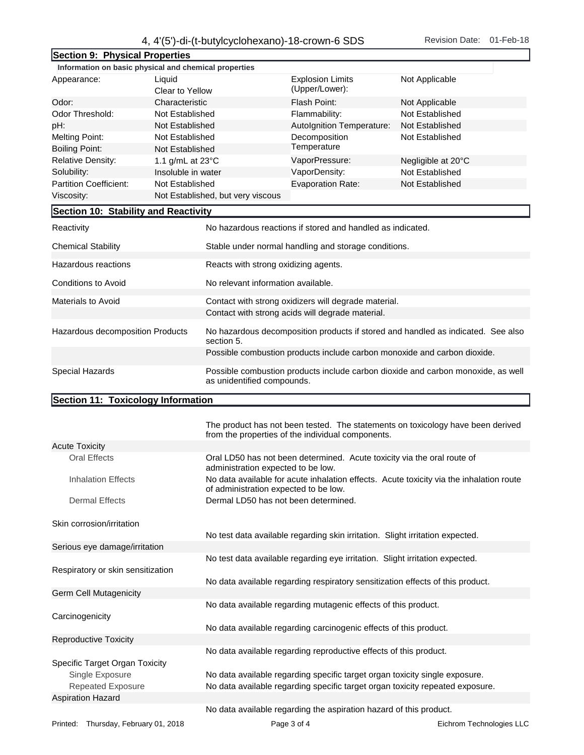## Section 9: Physical Properties

**Information on basic physical and chemical properties**

| | | | |
|---|---|---|---|
| Appearance: | Liquid<br>Clear to Yellow | Explosion Limits (Upper/Lower): | Not Applicable |
| Odor: | Characteristic | Flash Point: | Not Applicable |
| Odor Threshold: | Not Established | Flammability: | Not Established |
| pH: | Not Established | AutoIgnition Temperature: | Not Established |
| Melting Point: | Not Established | Decomposition Temperature | Not Established |
| Boiling Point: | Not Established | | |
| Relative Density: | 1.1 g/mL at 23°C | VaporPressure: | Negligible at 20°C |
| Solubility: | Insoluble in water | VaporDensity: | Not Established |
| Partition Coefficient: | Not Established | Evaporation Rate: | Not Established |
| Viscosity: | Not Established, but very viscous | | |

## Section 10: Stability and Reactivity

| | |
|---|---|
| Reactivity | No hazardous reactions if stored and handled as indicated. |
| Chemical Stability | Stable under normal handling and storage conditions. |
| Hazardous reactions | Reacts with strong oxidizing agents. |
| Conditions to Avoid | No relevant information available. |
| Materials to Avoid | Contact with strong oxidizers will degrade material. |
| | Contact with strong acids will degrade material. |
| Hazardous decomposition Products | No hazardous decomposition products if stored and handled as indicated. See also section 5. |
| | Possible combustion products include carbon monoxide and carbon dioxide. |
| Special Hazards | Possible combustion products include carbon dioxide and carbon monoxide, as well as unidentified compounds. |

## Section 11: Toxicology Information

The product has not been tested. The statements on toxicology have been derived from the properties of the individual components.

| | |
|---|---|
| **Acute Toxicity** | |
| Oral Effects | Oral LD50 has not been determined. Acute toxicity via the oral route of administration expected to be low. |
| Inhalation Effects | No data available for acute inhalation effects. Acute toxicity via the inhalation route of administration expected to be low. |
| Dermal Effects | Dermal LD50 has not been determined. |
| Skin corrosion/irritation | No test data available regarding skin irritation. Slight irritation expected. |
| Serious eye damage/irritation | No test data available regarding eye irritation. Slight irritation expected. |
| Respiratory or skin sensitization | No data available regarding respiratory sensitization effects of this product. |
| Germ Cell Mutagenicity | No data available regarding mutagenic effects of this product. |
| Carcinogenicity | No data available regarding carcinogenic effects of this product. |
| Reproductive Toxicity | No data available regarding reproductive effects of this product. |
| **Specific Target Organ Toxicity** | |
| Single Exposure | No data available regarding specific target organ toxicity single exposure. |
| Repeated Exposure | No data available regarding specific target organ toxicity repeated exposure. |
| Aspiration Hazard | No data available regarding the aspiration hazard of this product. |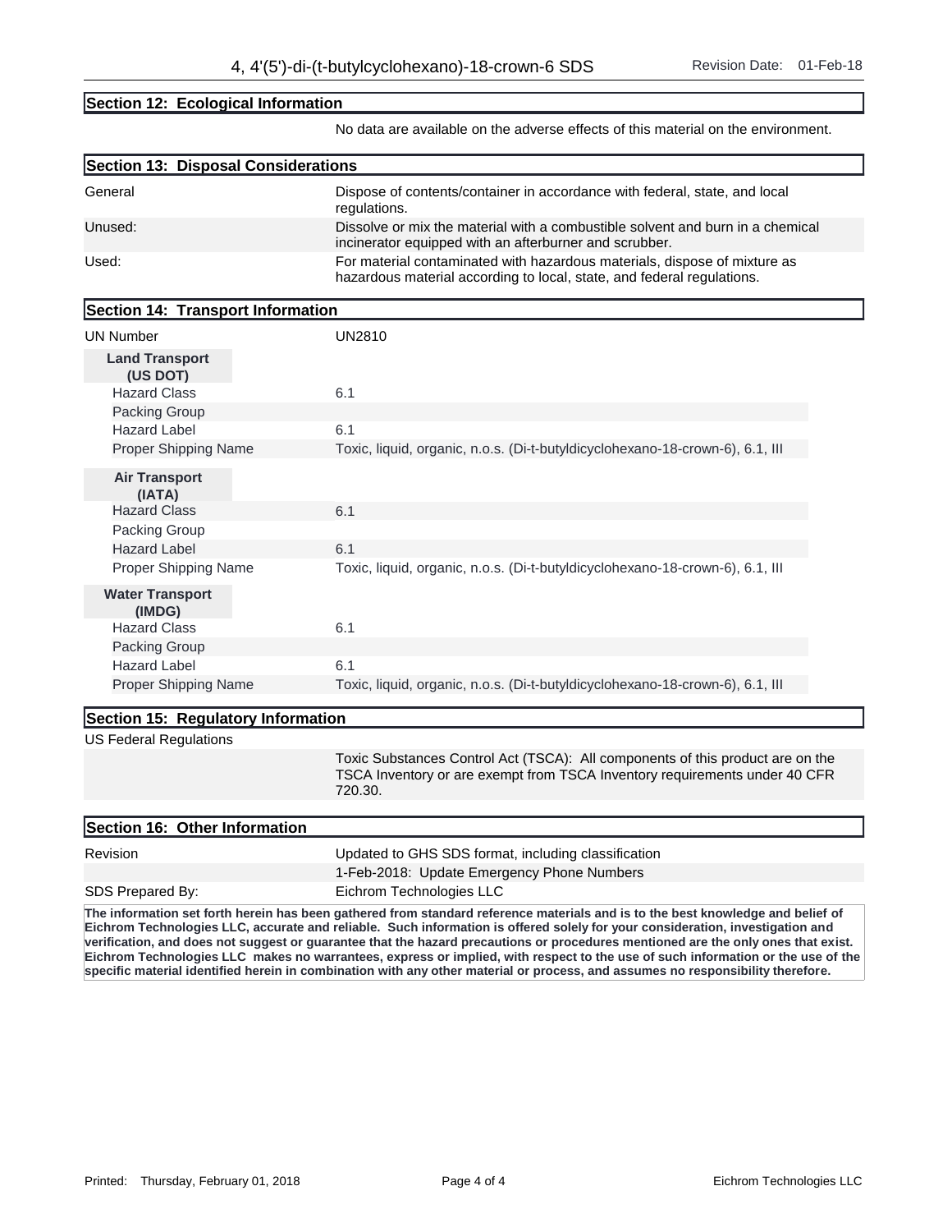## Section 12: Ecological Information

No data are available on the adverse effects of this material on the environment.

## Section 13: Disposal Considerations

| | |
|---|---|
| General | Dispose of contents/container in accordance with federal, state, and local regulations. |
| Unused: | Dissolve or mix the material with a combustible solvent and burn in a chemical incinerator equipped with an afterburner and scrubber. |
| Used: | For material contaminated with hazardous materials, dispose of mixture as hazardous material according to local, state, and federal regulations. |

## Section 14: Transport Information

| | |
|---|---|
| UN Number | UN2810 |
| **Land Transport (US DOT)** | |
| Hazard Class | 6.1 |
| Packing Group | |
| Hazard Label | 6.1 |
| Proper Shipping Name | Toxic, liquid, organic, n.o.s. (Di-t-butyldicyclohexano-18-crown-6), 6.1, III |
| **Air Transport (IATA)** | |
| Hazard Class | 6.1 |
| Packing Group | |
| Hazard Label | 6.1 |
| Proper Shipping Name | Toxic, liquid, organic, n.o.s. (Di-t-butyldicyclohexano-18-crown-6), 6.1, III |
| **Water Transport (IMDG)** | |
| Hazard Class | 6.1 |
| Packing Group | |
| Hazard Label | 6.1 |
| Proper Shipping Name | Toxic, liquid, organic, n.o.s. (Di-t-butyldicyclohexano-18-crown-6), 6.1, III |

## Section 15: Regulatory Information

US Federal Regulations

Toxic Substances Control Act (TSCA): All components of this product are on the TSCA Inventory or are exempt from TSCA Inventory requirements under 40 CFR 720.30.

## Section 16: Other Information

| | |
|---|---|
| Revision | Updated to GHS SDS format, including classification |
| | 1-Feb-2018: Update Emergency Phone Numbers |
| SDS Prepared By: | Eichrom Technologies LLC |

**The information set forth herein has been gathered from standard reference materials and is to the best knowledge and belief of Eichrom Technologies LLC, accurate and reliable. Such information is offered solely for your consideration, investigation and verification, and does not suggest or guarantee that the hazard precautions or procedures mentioned are the only ones that exist. Eichrom Technologies LLC makes no warrantees, express or implied, with respect to the use of such information or the use of the specific material identified herein in combination with any other material or process, and assumes no responsibility therefore.**